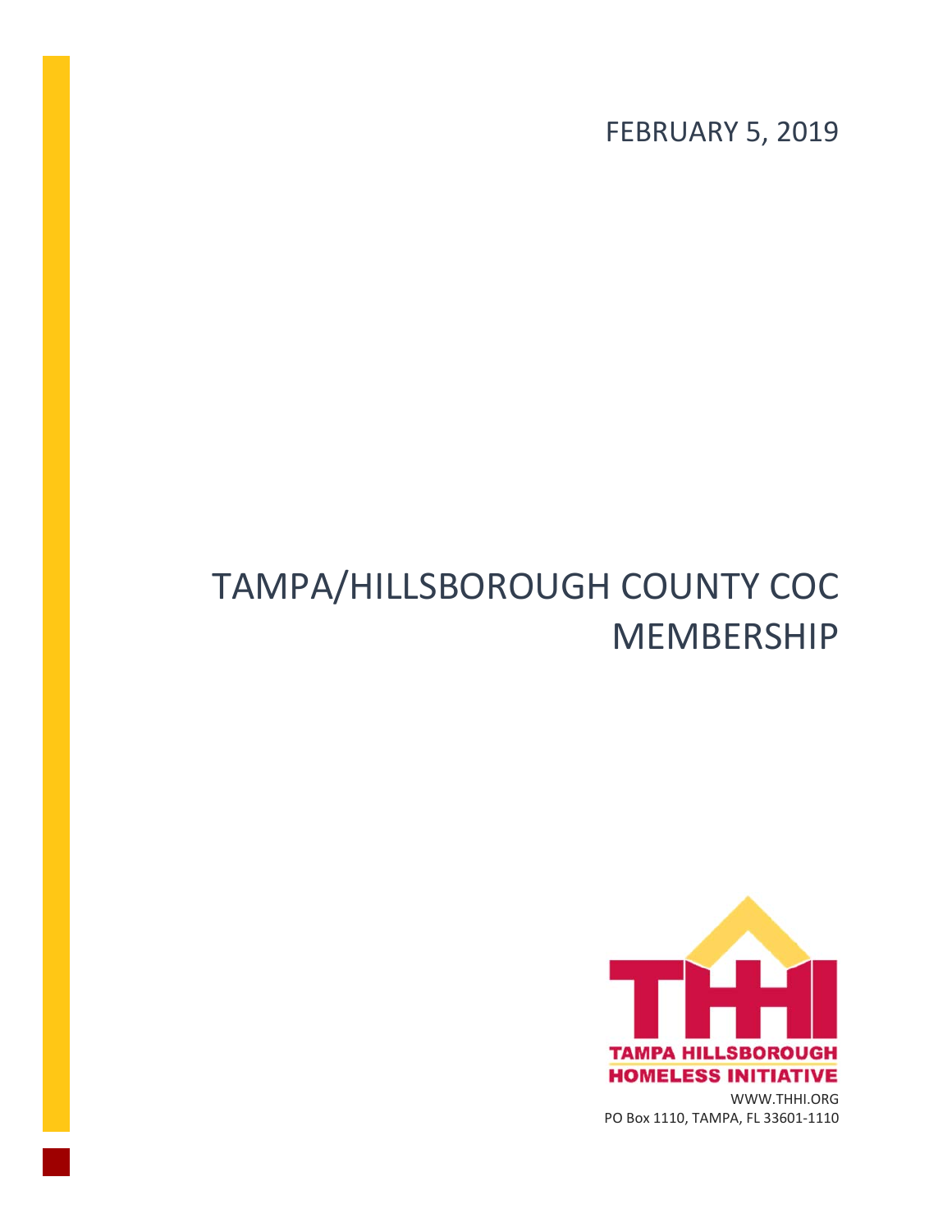FEBRUARY 5, 2019

# TAMPA/HILLSBOROUGH COUNTY COC MEMBERSHIP

TAMPA HILLSBOROUGH HOMELESS INITIATIVE

WWW.THHI.ORG

PO Box 1110, TAMPA, FL 33601-1110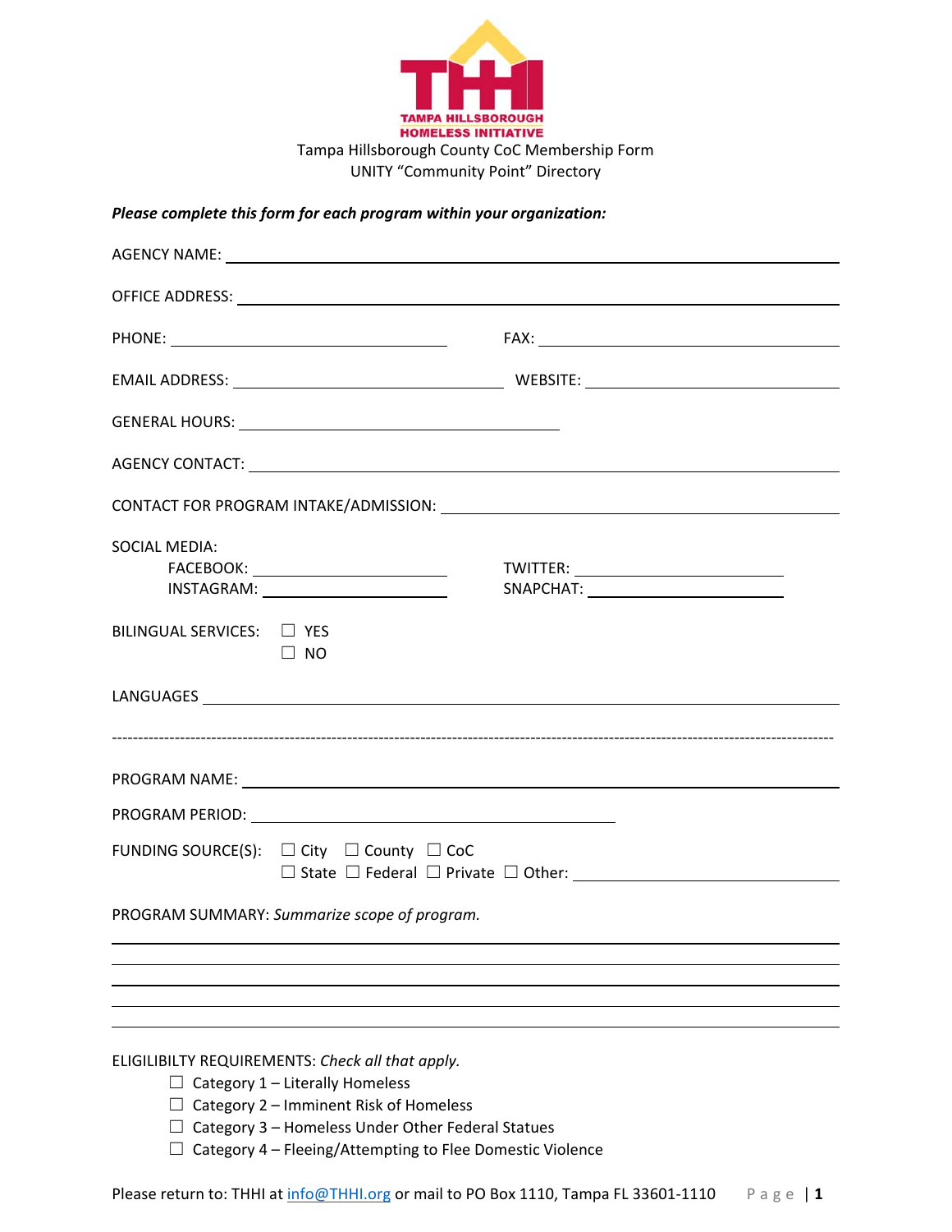TAMPA HILLSBOROUGH HOMELESS INITIATIVE

Tampa Hillsborough County CoC Membership Form
UNITY "Community Point" Directory

***Please complete this form for each program within your organization:***

AGENCY NAME: ______________________________________________

OFFICE ADDRESS: ______________________________________________

PHONE: ____________________ FAX: ____________________

EMAIL ADDRESS: ____________________ WEBSITE: ____________________

GENERAL HOURS: ____________________

AGENCY CONTACT: ______________________________________________

CONTACT FOR PROGRAM INTAKE/ADMISSION: ______________________________

SOCIAL MEDIA:
- FACEBOOK: ____________________ TWITTER: ____________________
- INSTAGRAM: ____________________ SNAPCHAT: ____________________

BILINGUAL SERVICES:
- ☐ YES
- ☐ NO

LANGUAGES ______________________________________________

---

PROGRAM NAME: ______________________________________________

PROGRAM PERIOD: ____________________

FUNDING SOURCE(S): ☐ City ☐ County ☐ CoC
☐ State ☐ Federal ☐ Private ☐ Other: ____________________

PROGRAM SUMMARY: *Summarize scope of program.*

______________________________________________

______________________________________________

______________________________________________

______________________________________________

______________________________________________

ELIGILIBILTY REQUIREMENTS: *Check all that apply.*
- ☐ Category 1 – Literally Homeless
- ☐ Category 2 – Imminent Risk of Homeless
- ☐ Category 3 – Homeless Under Other Federal Statues
- ☐ Category 4 – Fleeing/Attempting to Flee Domestic Violence

Please return to: THHI at info@THHI.org or mail to PO Box 1110, Tampa FL 33601-1110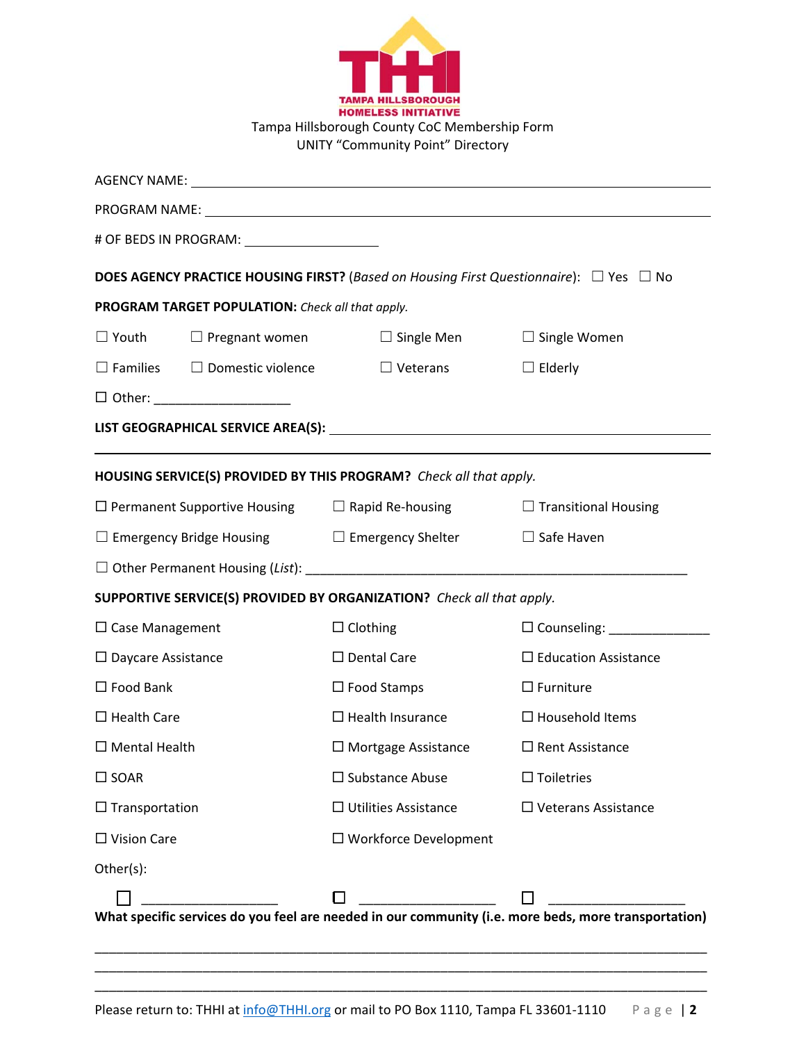TAMPA HILLSBOROUGH HOMELESS INITIATIVE

Tampa Hillsborough County CoC Membership Form
UNITY "Community Point" Directory

AGENCY NAME: ______________________________________________________________

PROGRAM NAME: ______________________________________________________________

# OF BEDS IN PROGRAM: ________________

**DOES AGENCY PRACTICE HOUSING FIRST?** (*Based on Housing First Questionnaire*): ☐ Yes ☐ No

**PROGRAM TARGET POPULATION:** *Check all that apply.*

☐ Youth ☐ Pregnant women ☐ Single Men ☐ Single Women

☐ Families ☐ Domestic violence ☐ Veterans ☐ Elderly

☐ Other: ___________________

**LIST GEOGRAPHICAL SERVICE AREA(S):** ______________________________________________

---

**HOUSING SERVICE(S) PROVIDED BY THIS PROGRAM?** *Check all that apply.*

☐ Permanent Supportive Housing ☐ Rapid Re-housing ☐ Transitional Housing

☐ Emergency Bridge Housing ☐ Emergency Shelter ☐ Safe Haven

☐ Other Permanent Housing (*List*): _____________________________________________________

**SUPPORTIVE SERVICE(S) PROVIDED BY ORGANIZATION?** *Check all that apply.*

☐ Case Management ☐ Clothing ☐ Counseling: _____________

☐ Daycare Assistance ☐ Dental Care ☐ Education Assistance

☐ Food Bank ☐ Food Stamps ☐ Furniture

☐ Health Care ☐ Health Insurance ☐ Household Items

☐ Mental Health ☐ Mortgage Assistance ☐ Rent Assistance

☐ SOAR ☐ Substance Abuse ☐ Toiletries

☐ Transportation ☐ Utilities Assistance ☐ Veterans Assistance

☐ Vision Care ☐ Workforce Development

Other(s):

☐ ___________________ ☐ ___________________ ☐ ___________________

**What specific services do you feel are needed in our community (i.e. more beds, more transportation)**

_____________________________________________________________________________________

_____________________________________________________________________________________

_____________________________________________________________________________________

Please return to: THHI at info@THHI.org or mail to PO Box 1110, Tampa FL 33601-1110